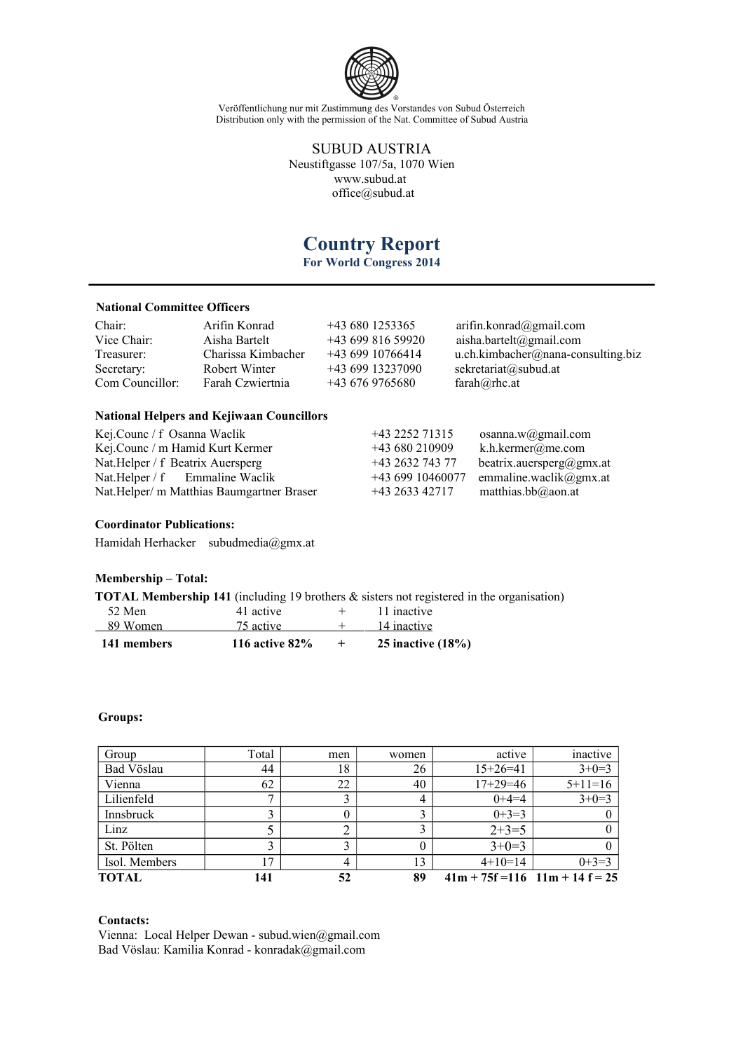Veröffentlichung nur mit Zustimmung des Vorstandes von Subud Österreich
Distribution only with the permission of the Nat. Committee of Subud Austria

SUBUD AUSTRIA
Neustiftgasse 107/5a, 1070 Wien
www.subud.at
office@subud.at

# Country Report

## For World Congress 2014

---

**National Committee Officers**

| | | | |
|---|---|---|---|
| Chair: | Arifin Konrad | +43 680 1253365 | arifin.konrad@gmail.com |
| Vice Chair: | Aisha Bartelt | +43 699 816 59920 | aisha.bartelt@gmail.com |
| Treasurer: | Charissa Kimbacher | +43 699 10766414 | u.ch.kimbacher@nana-consulting.biz |
| Secretary: | Robert Winter | +43 699 13237090 | sekretariat@subud.at |
| Com Councillor: | Farah Czwiertnia | +43 676 9765680 | farah@rhc.at |

**National Helpers and Kejiwaan Councillors**

| | | |
|---|---|---|
| Kej.Counc / f Osanna Waclik | +43 2252 71315 | osanna.w@gmail.com |
| Kej.Counc / m Hamid Kurt Kermer | +43 680 210909 | k.h.kermer@me.com |
| Nat.Helper / f Beatrix Auersperg | +43 2632 743 77 | beatrix.auersperg@gmx.at |
| Nat.Helper / f Emmaline Waclik | +43 699 10460077 | emmaline.waclik@gmx.at |
| Nat.Helper/ m Matthias Baumgartner Braser | +43 2633 42717 | matthias.bb@aon.at |

**Coordinator Publications:**

Hamidah Herhacker subudmedia@gmx.at

**Membership – Total:**

**TOTAL Membership 141** (including 19 brothers & sisters not registered in the organisation)

| | | | |
|---|---|---|---|
| 52 Men | 41 active | + | 11 inactive |
| 89 Women | 75 active | + | 14 inactive |
| **141 members** | **116 active 82%** | **+** | **25 inactive (18%)** |

**Groups:**

| Group | Total | men | women | active | inactive |
|---|---|---|---|---|---|
| Bad Vöslau | 44 | 18 | 26 | 15+26=41 | 3+0=3 |
| Vienna | 62 | 22 | 40 | 17+29=46 | 5+11=16 |
| Lilienfeld | 7 | 3 | 4 | 0+4=4 | 3+0=3 |
| Innsbruck | 3 | 0 | 3 | 0+3=3 | 0 |
| Linz | 5 | 2 | 3 | 2+3=5 | 0 |
| St. Pölten | 3 | 3 | 0 | 3+0=3 | 0 |
| Isol. Members | 17 | 4 | 13 | 4+10=14 | 0+3=3 |
| **TOTAL** | **141** | **52** | **89** | **41m + 75f =116** | **11m + 14 f = 25** |

**Contacts:**

Vienna: Local Helper Dewan - subud.wien@gmail.com
Bad Vöslau: Kamilia Konrad - konradak@gmail.com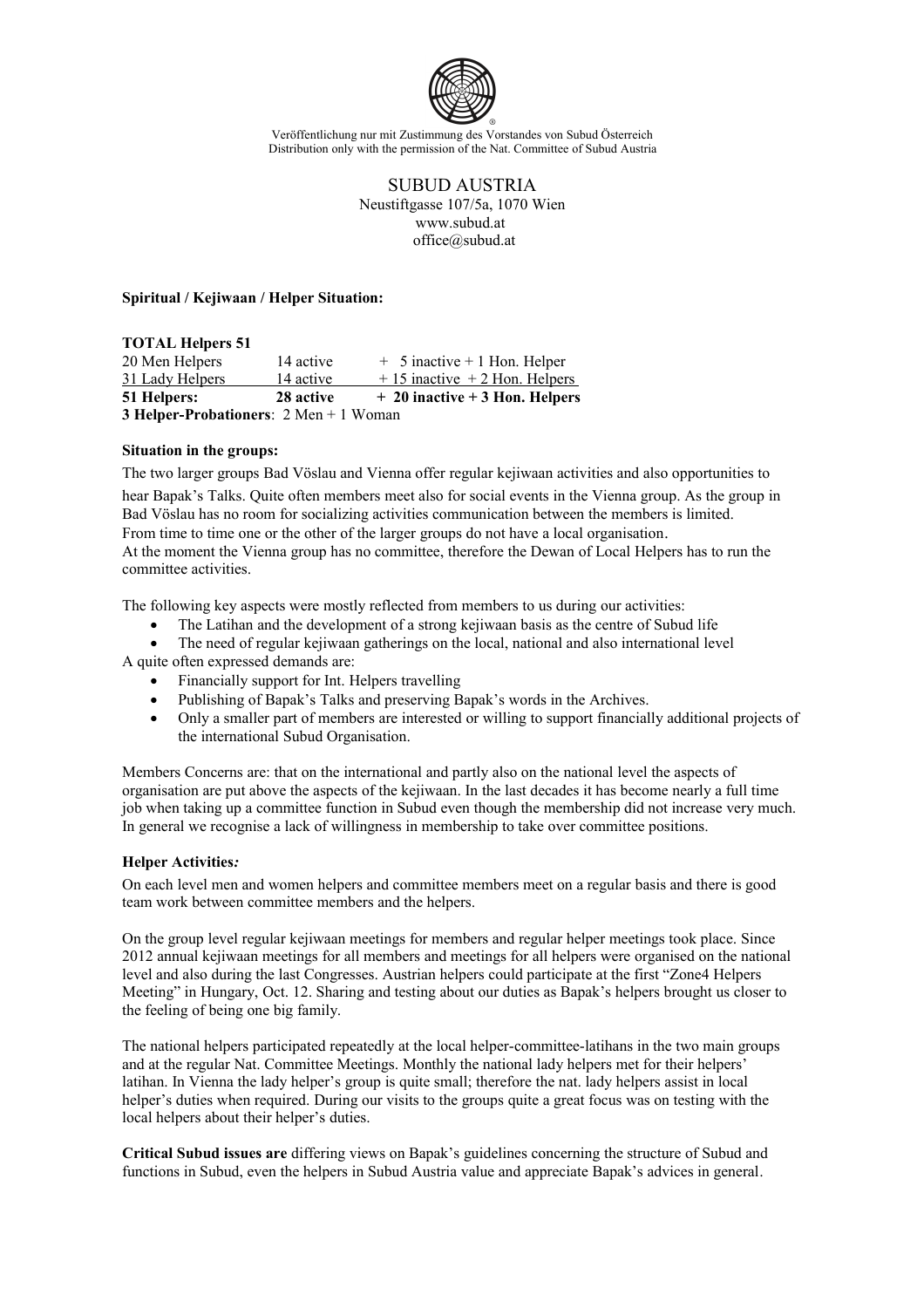Veröffentlichung nur mit Zustimmung des Vorstandes von Subud Österreich
Distribution only with the permission of the Nat. Committee of Subud Austria

SUBUD AUSTRIA
Neustiftgasse 107/5a, 1070 Wien
www.subud.at
office@subud.at

**Spiritual / Kejiwaan / Helper Situation:**

**TOTAL Helpers 51**

| | | |
|---|---|---|
| 20 Men Helpers | 14 active | + 5 inactive + 1 Hon. Helper |
| 31 Lady Helpers | 14 active | + 15 inactive + 2 Hon. Helpers |
| **51 Helpers:** | **28 active** | **+ 20 inactive + 3 Hon. Helpers** |

**3 Helper-Probationers**: 2 Men + 1 Woman

**Situation in the groups:**

The two larger groups Bad Vöslau and Vienna offer regular kejiwaan activities and also opportunities to hear Bapak's Talks. Quite often members meet also for social events in the Vienna group. As the group in Bad Vöslau has no room for socializing activities communication between the members is limited. From time to time one or the other of the larger groups do not have a local organisation. At the moment the Vienna group has no committee, therefore the Dewan of Local Helpers has to run the committee activities.

The following key aspects were mostly reflected from members to us during our activities:

- The Latihan and the development of a strong kejiwaan basis as the centre of Subud life
- The need of regular kejiwaan gatherings on the local, national and also international level

A quite often expressed demands are:

- Financially support for Int. Helpers travelling
- Publishing of Bapak's Talks and preserving Bapak's words in the Archives.
- Only a smaller part of members are interested or willing to support financially additional projects of the international Subud Organisation.

Members Concerns are: that on the international and partly also on the national level the aspects of organisation are put above the aspects of the kejiwaan. In the last decades it has become nearly a full time job when taking up a committee function in Subud even though the membership did not increase very much. In general we recognise a lack of willingness in membership to take over committee positions.

**Helper Activities*:***

On each level men and women helpers and committee members meet on a regular basis and there is good team work between committee members and the helpers.

On the group level regular kejiwaan meetings for members and regular helper meetings took place. Since 2012 annual kejiwaan meetings for all members and meetings for all helpers were organised on the national level and also during the last Congresses. Austrian helpers could participate at the first "Zone4 Helpers Meeting" in Hungary, Oct. 12. Sharing and testing about our duties as Bapak's helpers brought us closer to the feeling of being one big family.

The national helpers participated repeatedly at the local helper-committee-latihans in the two main groups and at the regular Nat. Committee Meetings. Monthly the national lady helpers met for their helpers' latihan. In Vienna the lady helper's group is quite small; therefore the nat. lady helpers assist in local helper's duties when required. During our visits to the groups quite a great focus was on testing with the local helpers about their helper's duties.

**Critical Subud issues are** differing views on Bapak's guidelines concerning the structure of Subud and functions in Subud, even the helpers in Subud Austria value and appreciate Bapak's advices in general.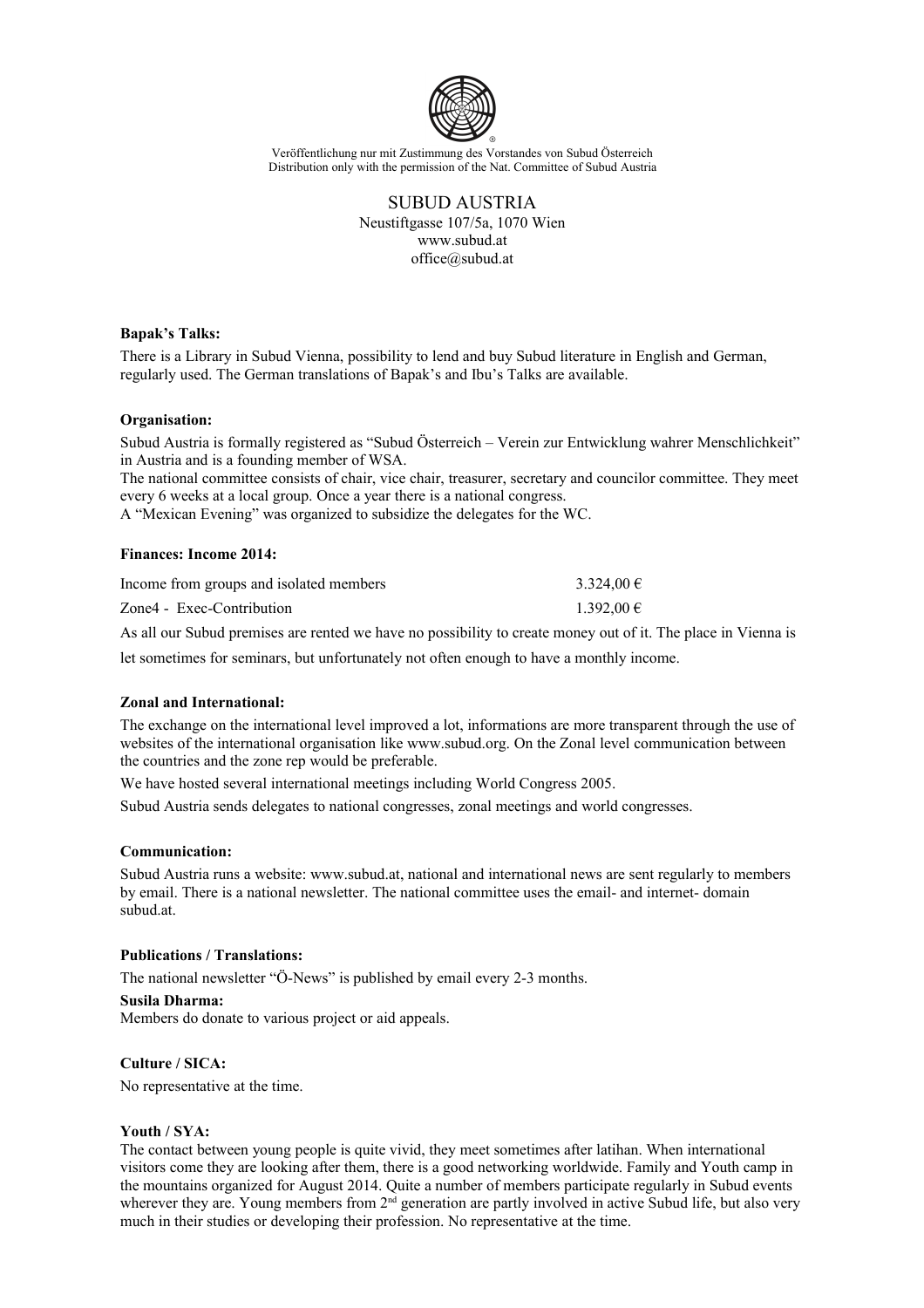Veröffentlichung nur mit Zustimmung des Vorstandes von Subud Österreich
Distribution only with the permission of the Nat. Committee of Subud Austria

SUBUD AUSTRIA
Neustiftgasse 107/5a, 1070 Wien
www.subud.at
office@subud.at

**Bapak's Talks:**

There is a Library in Subud Vienna, possibility to lend and buy Subud literature in English and German, regularly used. The German translations of Bapak's and Ibu's Talks are available.

**Organisation:**

Subud Austria is formally registered as "Subud Österreich – Verein zur Entwicklung wahrer Menschlichkeit" in Austria and is a founding member of WSA.
The national committee consists of chair, vice chair, treasurer, secretary and councilor committee. They meet every 6 weeks at a local group. Once a year there is a national congress.
A "Mexican Evening" was organized to subsidize the delegates for the WC.

**Finances: Income 2014:**

| | |
|---|---|
| Income from groups and isolated members | 3.324,00 € |
| Zone4 - Exec-Contribution | 1.392,00 € |

As all our Subud premises are rented we have no possibility to create money out of it. The place in Vienna is let sometimes for seminars, but unfortunately not often enough to have a monthly income.

**Zonal and International:**

The exchange on the international level improved a lot, informations are more transparent through the use of websites of the international organisation like www.subud.org. On the Zonal level communication between the countries and the zone rep would be preferable.

We have hosted several international meetings including World Congress 2005.

Subud Austria sends delegates to national congresses, zonal meetings and world congresses.

**Communication:**

Subud Austria runs a website: www.subud.at, national and international news are sent regularly to members by email. There is a national newsletter. The national committee uses the email- and internet- domain subud.at.

**Publications / Translations:**

The national newsletter "Ö-News" is published by email every 2-3 months.

**Susila Dharma:**

Members do donate to various project or aid appeals.

**Culture / SICA:**

No representative at the time.

**Youth / SYA:**

The contact between young people is quite vivid, they meet sometimes after latihan. When international visitors come they are looking after them, there is a good networking worldwide. Family and Youth camp in the mountains organized for August 2014. Quite a number of members participate regularly in Subud events wherever they are. Young members from 2nd generation are partly involved in active Subud life, but also very much in their studies or developing their profession. No representative at the time.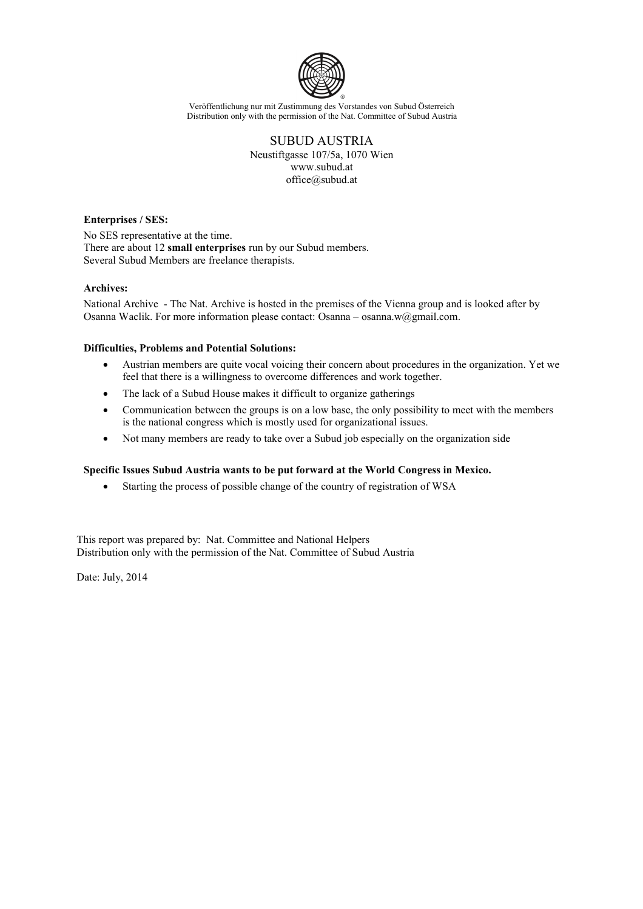Veröffentlichung nur mit Zustimmung des Vorstandes von Subud Österreich
Distribution only with the permission of the Nat. Committee of Subud Austria

SUBUD AUSTRIA
Neustiftgasse 107/5a, 1070 Wien
www.subud.at
office@subud.at

**Enterprises / SES:**

No SES representative at the time.
There are about 12 **small enterprises** run by our Subud members.
Several Subud Members are freelance therapists.

**Archives:**

National Archive - The Nat. Archive is hosted in the premises of the Vienna group and is looked after by Osanna Waclik. For more information please contact: Osanna – osanna.w@gmail.com.

**Difficulties, Problems and Potential Solutions:**

- Austrian members are quite vocal voicing their concern about procedures in the organization. Yet we feel that there is a willingness to overcome differences and work together.
- The lack of a Subud House makes it difficult to organize gatherings
- Communication between the groups is on a low base, the only possibility to meet with the members is the national congress which is mostly used for organizational issues.
- Not many members are ready to take over a Subud job especially on the organization side

**Specific Issues Subud Austria wants to be put forward at the World Congress in Mexico.**

- Starting the process of possible change of the country of registration of WSA

This report was prepared by: Nat. Committee and National Helpers
Distribution only with the permission of the Nat. Committee of Subud Austria

Date: July, 2014